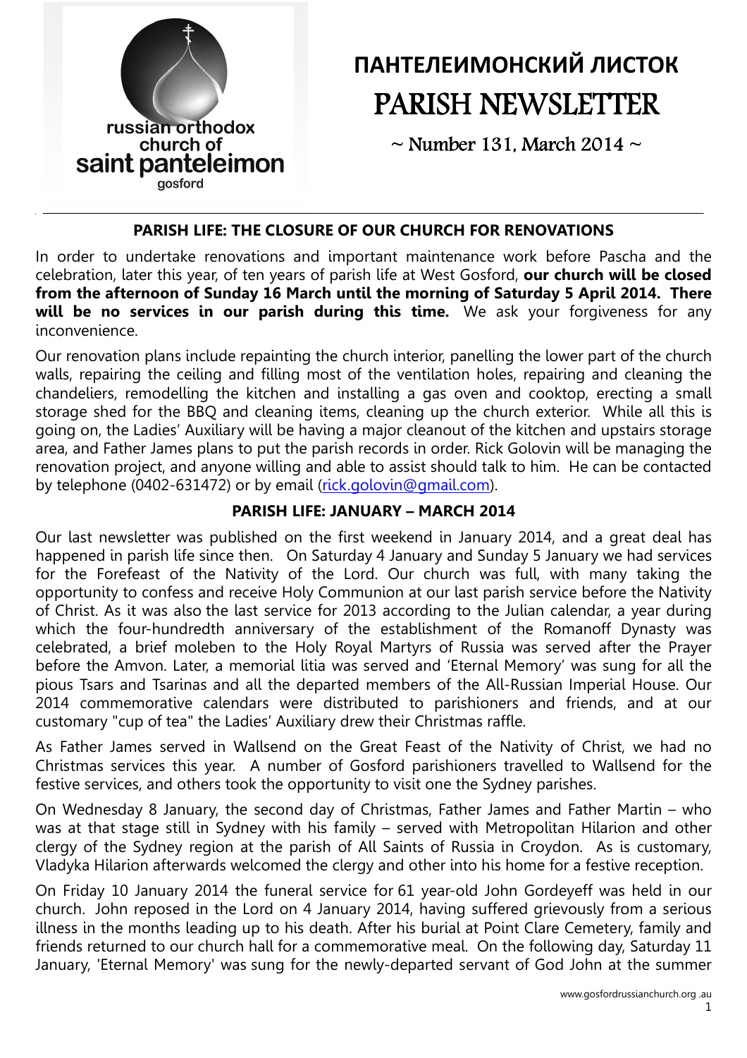russian orthodox church of saint panteleimon gosford

# ПАНТЕЛЕИМОНСКИЙ ЛИСТОК
# PARISH NEWSLETTER

~ Number 131, March 2014 ~

## PARISH LIFE: THE CLOSURE OF OUR CHURCH FOR RENOVATIONS

In order to undertake renovations and important maintenance work before Pascha and the celebration, later this year, of ten years of parish life at West Gosford, **our church will be closed from the afternoon of Sunday 16 March until the morning of Saturday 5 April 2014. There will be no services in our parish during this time.** We ask your forgiveness for any inconvenience.

Our renovation plans include repainting the church interior, panelling the lower part of the church walls, repairing the ceiling and filling most of the ventilation holes, repairing and cleaning the chandeliers, remodelling the kitchen and installing a gas oven and cooktop, erecting a small storage shed for the BBQ and cleaning items, cleaning up the church exterior. While all this is going on, the Ladies' Auxiliary will be having a major cleanout of the kitchen and upstairs storage area, and Father James plans to put the parish records in order. Rick Golovin will be managing the renovation project, and anyone willing and able to assist should talk to him. He can be contacted by telephone (0402-631472) or by email (rick.golovin@gmail.com).

## PARISH LIFE: JANUARY – MARCH 2014

Our last newsletter was published on the first weekend in January 2014, and a great deal has happened in parish life since then. On Saturday 4 January and Sunday 5 January we had services for the Forefeast of the Nativity of the Lord. Our church was full, with many taking the opportunity to confess and receive Holy Communion at our last parish service before the Nativity of Christ. As it was also the last service for 2013 according to the Julian calendar, a year during which the four-hundredth anniversary of the establishment of the Romanoff Dynasty was celebrated, a brief moleben to the Holy Royal Martyrs of Russia was served after the Prayer before the Amvon. Later, a memorial litia was served and 'Eternal Memory' was sung for all the pious Tsars and Tsarinas and all the departed members of the All-Russian Imperial House. Our 2014 commemorative calendars were distributed to parishioners and friends, and at our customary "cup of tea" the Ladies' Auxiliary drew their Christmas raffle.

As Father James served in Wallsend on the Great Feast of the Nativity of Christ, we had no Christmas services this year. A number of Gosford parishioners travelled to Wallsend for the festive services, and others took the opportunity to visit one the Sydney parishes.

On Wednesday 8 January, the second day of Christmas, Father James and Father Martin – who was at that stage still in Sydney with his family – served with Metropolitan Hilarion and other clergy of the Sydney region at the parish of All Saints of Russia in Croydon. As is customary, Vladyka Hilarion afterwards welcomed the clergy and other into his home for a festive reception.

On Friday 10 January 2014 the funeral service for 61 year-old John Gordeyeff was held in our church. John reposed in the Lord on 4 January 2014, having suffered grievously from a serious illness in the months leading up to his death. After his burial at Point Clare Cemetery, family and friends returned to our church hall for a commemorative meal. On the following day, Saturday 11 January, 'Eternal Memory' was sung for the newly-departed servant of God John at the summer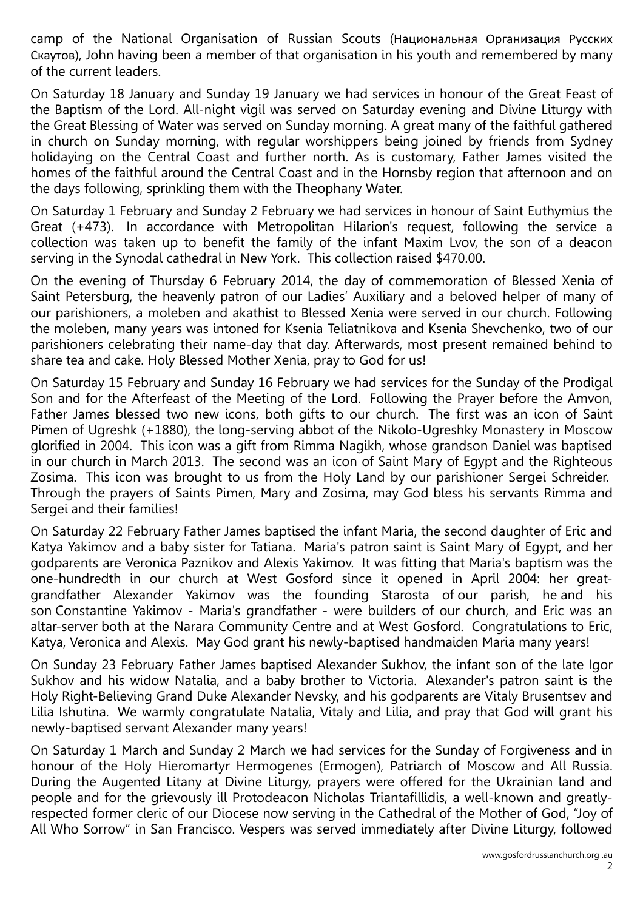camp of the National Organisation of Russian Scouts (Национальная Организация Русских Скаутов), John having been a member of that organisation in his youth and remembered by many of the current leaders.

On Saturday 18 January and Sunday 19 January we had services in honour of the Great Feast of the Baptism of the Lord. All-night vigil was served on Saturday evening and Divine Liturgy with the Great Blessing of Water was served on Sunday morning. A great many of the faithful gathered in church on Sunday morning, with regular worshippers being joined by friends from Sydney holidaying on the Central Coast and further north. As is customary, Father James visited the homes of the faithful around the Central Coast and in the Hornsby region that afternoon and on the days following, sprinkling them with the Theophany Water.

On Saturday 1 February and Sunday 2 February we had services in honour of Saint Euthymius the Great (+473). In accordance with Metropolitan Hilarion's request, following the service a collection was taken up to benefit the family of the infant Maxim Lvov, the son of a deacon serving in the Synodal cathedral in New York. This collection raised $470.00.

On the evening of Thursday 6 February 2014, the day of commemoration of Blessed Xenia of Saint Petersburg, the heavenly patron of our Ladies' Auxiliary and a beloved helper of many of our parishioners, a moleben and akathist to Blessed Xenia were served in our church. Following the moleben, many years was intoned for Ksenia Teliatnikova and Ksenia Shevchenko, two of our parishioners celebrating their name-day that day. Afterwards, most present remained behind to share tea and cake. Holy Blessed Mother Xenia, pray to God for us!

On Saturday 15 February and Sunday 16 February we had services for the Sunday of the Prodigal Son and for the Afterfeast of the Meeting of the Lord. Following the Prayer before the Amvon, Father James blessed two new icons, both gifts to our church. The first was an icon of Saint Pimen of Ugreshk (+1880), the long-serving abbot of the Nikolo-Ugreshky Monastery in Moscow glorified in 2004. This icon was a gift from Rimma Nagikh, whose grandson Daniel was baptised in our church in March 2013. The second was an icon of Saint Mary of Egypt and the Righteous Zosima. This icon was brought to us from the Holy Land by our parishioner Sergei Schreider. Through the prayers of Saints Pimen, Mary and Zosima, may God bless his servants Rimma and Sergei and their families!

On Saturday 22 February Father James baptised the infant Maria, the second daughter of Eric and Katya Yakimov and a baby sister for Tatiana. Maria's patron saint is Saint Mary of Egypt, and her godparents are Veronica Paznikov and Alexis Yakimov. It was fitting that Maria's baptism was the one-hundredth in our church at West Gosford since it opened in April 2004: her great-grandfather Alexander Yakimov was the founding Starosta of our parish, he and his son Constantine Yakimov - Maria's grandfather - were builders of our church, and Eric was an altar-server both at the Narara Community Centre and at West Gosford. Congratulations to Eric, Katya, Veronica and Alexis. May God grant his newly-baptised handmaiden Maria many years!

On Sunday 23 February Father James baptised Alexander Sukhov, the infant son of the late Igor Sukhov and his widow Natalia, and a baby brother to Victoria. Alexander's patron saint is the Holy Right-Believing Grand Duke Alexander Nevsky, and his godparents are Vitaly Brusentsev and Lilia Ishutina. We warmly congratulate Natalia, Vitaly and Lilia, and pray that God will grant his newly-baptised servant Alexander many years!

On Saturday 1 March and Sunday 2 March we had services for the Sunday of Forgiveness and in honour of the Holy Hieromartyr Hermogenes (Ermogen), Patriarch of Moscow and All Russia. During the Augented Litany at Divine Liturgy, prayers were offered for the Ukrainian land and people and for the grievously ill Protodeacon Nicholas Triantafillidis, a well-known and greatly-respected former cleric of our Diocese now serving in the Cathedral of the Mother of God, "Joy of All Who Sorrow" in San Francisco. Vespers was served immediately after Divine Liturgy, followed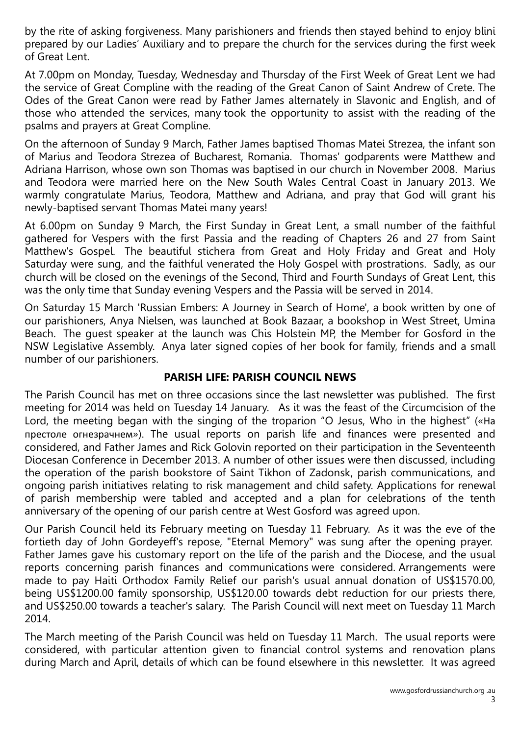by the rite of asking forgiveness. Many parishioners and friends then stayed behind to enjoy blini prepared by our Ladies' Auxiliary and to prepare the church for the services during the first week of Great Lent.

At 7.00pm on Monday, Tuesday, Wednesday and Thursday of the First Week of Great Lent we had the service of Great Compline with the reading of the Great Canon of Saint Andrew of Crete. The Odes of the Great Canon were read by Father James alternately in Slavonic and English, and of those who attended the services, many took the opportunity to assist with the reading of the psalms and prayers at Great Compline.

On the afternoon of Sunday 9 March, Father James baptised Thomas Matei Strezea, the infant son of Marius and Teodora Strezea of Bucharest, Romania. Thomas' godparents were Matthew and Adriana Harrison, whose own son Thomas was baptised in our church in November 2008. Marius and Teodora were married here on the New South Wales Central Coast in January 2013. We warmly congratulate Marius, Teodora, Matthew and Adriana, and pray that God will grant his newly-baptised servant Thomas Matei many years!

At 6.00pm on Sunday 9 March, the First Sunday in Great Lent, a small number of the faithful gathered for Vespers with the first Passia and the reading of Chapters 26 and 27 from Saint Matthew's Gospel. The beautiful stichera from Great and Holy Friday and Great and Holy Saturday were sung, and the faithful venerated the Holy Gospel with prostrations. Sadly, as our church will be closed on the evenings of the Second, Third and Fourth Sundays of Great Lent, this was the only time that Sunday evening Vespers and the Passia will be served in 2014.

On Saturday 15 March 'Russian Embers: A Journey in Search of Home', a book written by one of our parishioners, Anya Nielsen, was launched at Book Bazaar, a bookshop in West Street, Umina Beach. The guest speaker at the launch was Chis Holstein MP, the Member for Gosford in the NSW Legislative Assembly. Anya later signed copies of her book for family, friends and a small number of our parishioners.

## PARISH LIFE: PARISH COUNCIL NEWS

The Parish Council has met on three occasions since the last newsletter was published. The first meeting for 2014 was held on Tuesday 14 January. As it was the feast of the Circumcision of the Lord, the meeting began with the singing of the troparion "O Jesus, Who in the highest" («На престоле огнезрачнем»). The usual reports on parish life and finances were presented and considered, and Father James and Rick Golovin reported on their participation in the Seventeenth Diocesan Conference in December 2013. A number of other issues were then discussed, including the operation of the parish bookstore of Saint Tikhon of Zadonsk, parish communications, and ongoing parish initiatives relating to risk management and child safety. Applications for renewal of parish membership were tabled and accepted and a plan for celebrations of the tenth anniversary of the opening of our parish centre at West Gosford was agreed upon.

Our Parish Council held its February meeting on Tuesday 11 February. As it was the eve of the fortieth day of John Gordeyeff's repose, "Eternal Memory" was sung after the opening prayer. Father James gave his customary report on the life of the parish and the Diocese, and the usual reports concerning parish finances and communications were considered. Arrangements were made to pay Haiti Orthodox Family Relief our parish's usual annual donation of US$1570.00, being US$1200.00 family sponsorship, US$120.00 towards debt reduction for our priests there, and US$250.00 towards a teacher's salary. The Parish Council will next meet on Tuesday 11 March 2014.

The March meeting of the Parish Council was held on Tuesday 11 March. The usual reports were considered, with particular attention given to financial control systems and renovation plans during March and April, details of which can be found elsewhere in this newsletter. It was agreed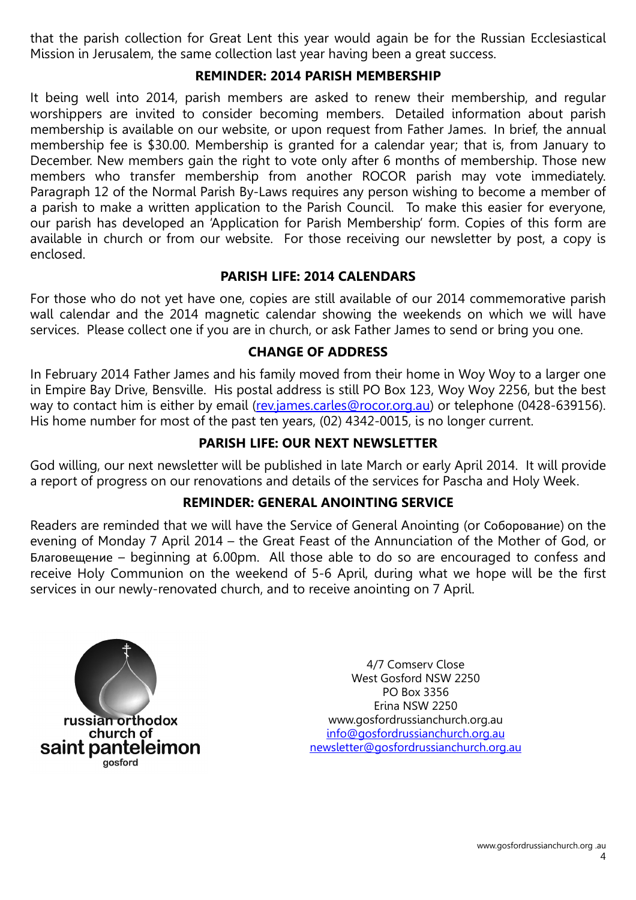that the parish collection for Great Lent this year would again be for the Russian Ecclesiastical Mission in Jerusalem, the same collection last year having been a great success.

## REMINDER: 2014 PARISH MEMBERSHIP

It being well into 2014, parish members are asked to renew their membership, and regular worshippers are invited to consider becoming members. Detailed information about parish membership is available on our website, or upon request from Father James. In brief, the annual membership fee is $30.00. Membership is granted for a calendar year; that is, from January to December. New members gain the right to vote only after 6 months of membership. Those new members who transfer membership from another ROCOR parish may vote immediately. Paragraph 12 of the Normal Parish By-Laws requires any person wishing to become a member of a parish to make a written application to the Parish Council. To make this easier for everyone, our parish has developed an 'Application for Parish Membership' form. Copies of this form are available in church or from our website. For those receiving our newsletter by post, a copy is enclosed.

## PARISH LIFE: 2014 CALENDARS

For those who do not yet have one, copies are still available of our 2014 commemorative parish wall calendar and the 2014 magnetic calendar showing the weekends on which we will have services. Please collect one if you are in church, or ask Father James to send or bring you one.

## CHANGE OF ADDRESS

In February 2014 Father James and his family moved from their home in Woy Woy to a larger one in Empire Bay Drive, Bensville. His postal address is still PO Box 123, Woy Woy 2256, but the best way to contact him is either by email (rev.james.carles@rocor.org.au) or telephone (0428-639156). His home number for most of the past ten years, (02) 4342-0015, is no longer current.

## PARISH LIFE: OUR NEXT NEWSLETTER

God willing, our next newsletter will be published in late March or early April 2014. It will provide a report of progress on our renovations and details of the services for Pascha and Holy Week.

## REMINDER: GENERAL ANOINTING SERVICE

Readers are reminded that we will have the Service of General Anointing (or Соборование) on the evening of Monday 7 April 2014 – the Great Feast of the Annunciation of the Mother of God, or Благовещение – beginning at 6.00pm. All those able to do so are encouraged to confess and receive Holy Communion on the weekend of 5-6 April, during what we hope will be the first services in our newly-renovated church, and to receive anointing on 7 April.

russian orthodox church of saint panteleimon gosford

4/7 Comserv Close
West Gosford NSW 2250
PO Box 3356
Erina NSW 2250
www.gosfordrussianchurch.org.au
info@gosfordrussianchurch.org.au
newsletter@gosfordrussianchurch.org.au